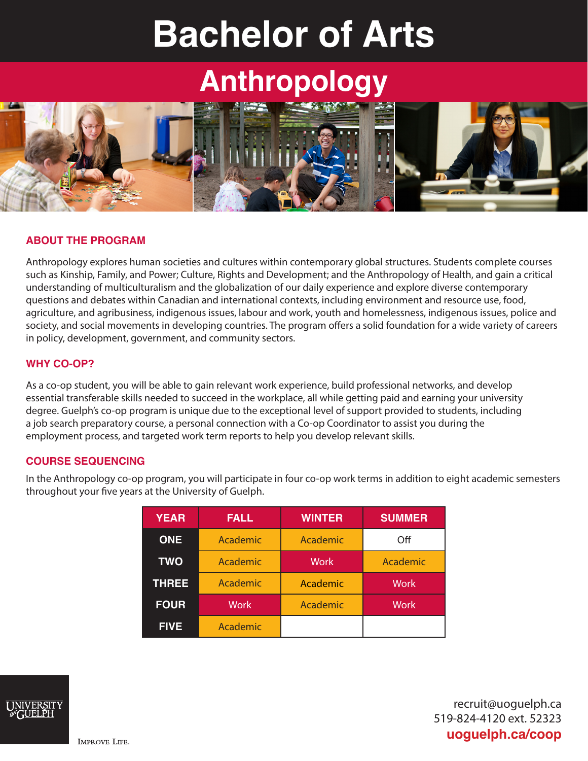# Bachelor of Arts

## Anthropology

### ABOUT THE PROGRAM

Anthropology explores human societies and cultures within contemporary global structures. Students complete courses such as Kinship, Family, and Power; Culture, Rights and Development; and the Anthropology of Health, and gain a critical understanding of multiculturalism and the globalization of our daily experience and explore diverse contemporary questions and debates within Canadian and international contexts, including environment and resource use, food, agriculture, and agribusiness, indigenous issues, labour and work, youth and homelessness, indigenous issues, police and society, and social movements in developing countries. The program offers a solid foundation for a wide variety of careers in policy, development, government, and community sectors.

### WHY CO-OP?

As a co-op student, you will be able to gain relevant work experience, build professional networks, and develop essential transferable skills needed to succeed in the workplace, all while getting paid and earning your university degree. Guelph's co-op program is unique due to the exceptional level of support provided to students, including a job search preparatory course, a personal connection with a Co-op Coordinator to assist you during the employment process, and targeted work term reports to help you develop relevant skills.

### COURSE SEQUENCING

In the Anthropology co-op program, you will participate in four co-op work terms in addition to eight academic semesters throughout your five years at the University of Guelph.

| YEAR | FALL | WINTER | SUMMER |
|---|---|---|---|
| ONE | Academic | Academic | Off |
| TWO | Academic | Work | Academic |
| THREE | Academic | Academic | Work |
| FOUR | Work | Academic | Work |
| FIVE | Academic | | |

UNIVERSITY of GUELPH

IMPROVE LIFE.

recruit@uoguelph.ca
519-824-4120 ext. 52323
**uoguelph.ca/coop**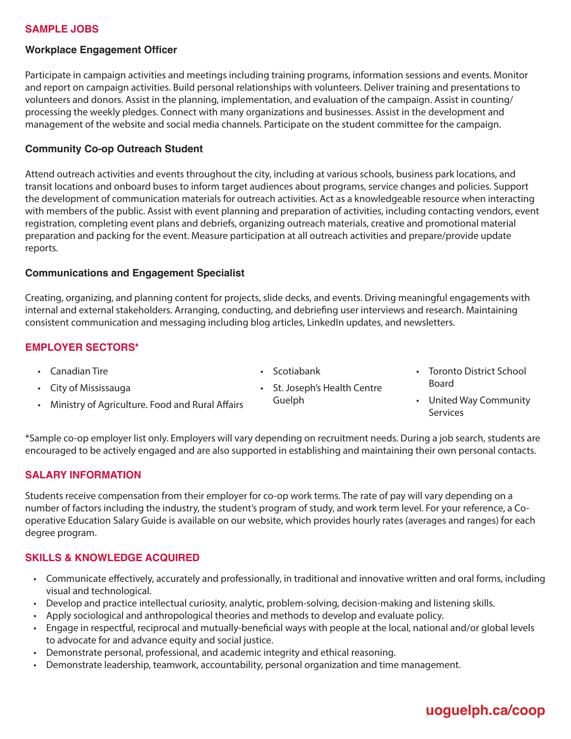## SAMPLE JOBS

### Workplace Engagement Officer

Participate in campaign activities and meetings including training programs, information sessions and events. Monitor and report on campaign activities. Build personal relationships with volunteers. Deliver training and presentations to volunteers and donors. Assist in the planning, implementation, and evaluation of the campaign. Assist in counting/ processing the weekly pledges. Connect with many organizations and businesses. Assist in the development and management of the website and social media channels. Participate on the student committee for the campaign.

### Community Co-op Outreach Student

Attend outreach activities and events throughout the city, including at various schools, business park locations, and transit locations and onboard buses to inform target audiences about programs, service changes and policies. Support the development of communication materials for outreach activities. Act as a knowledgeable resource when interacting with members of the public. Assist with event planning and preparation of activities, including contacting vendors, event registration, completing event plans and debriefs, organizing outreach materials, creative and promotional material preparation and packing for the event. Measure participation at all outreach activities and prepare/provide update reports.

### Communications and Engagement Specialist

Creating, organizing, and planning content for projects, slide decks, and events. Driving meaningful engagements with internal and external stakeholders. Arranging, conducting, and debriefing user interviews and research. Maintaining consistent communication and messaging including blog articles, LinkedIn updates, and newsletters.

## EMPLOYER SECTORS*

- Canadian Tire
- City of Mississauga
- Ministry of Agriculture. Food and Rural Affairs
- Scotiabank
- St. Joseph's Health Centre Guelph
- Toronto District School Board
- United Way Community Services

*Sample co-op employer list only. Employers will vary depending on recruitment needs. During a job search, students are encouraged to be actively engaged and are also supported in establishing and maintaining their own personal contacts.

## SALARY INFORMATION

Students receive compensation from their employer for co-op work terms. The rate of pay will vary depending on a number of factors including the industry, the student's program of study, and work term level. For your reference, a Co-operative Education Salary Guide is available on our website, which provides hourly rates (averages and ranges) for each degree program.

## SKILLS & KNOWLEDGE ACQUIRED

- Communicate effectively, accurately and professionally, in traditional and innovative written and oral forms, including visual and technological.
- Develop and practice intellectual curiosity, analytic, problem-solving, decision-making and listening skills.
- Apply sociological and anthropological theories and methods to develop and evaluate policy.
- Engage in respectful, reciprocal and mutually-beneficial ways with people at the local, national and/or global levels to advocate for and advance equity and social justice.
- Demonstrate personal, professional, and academic integrity and ethical reasoning.
- Demonstrate leadership, teamwork, accountability, personal organization and time management.

**uoguelph.ca/coop**